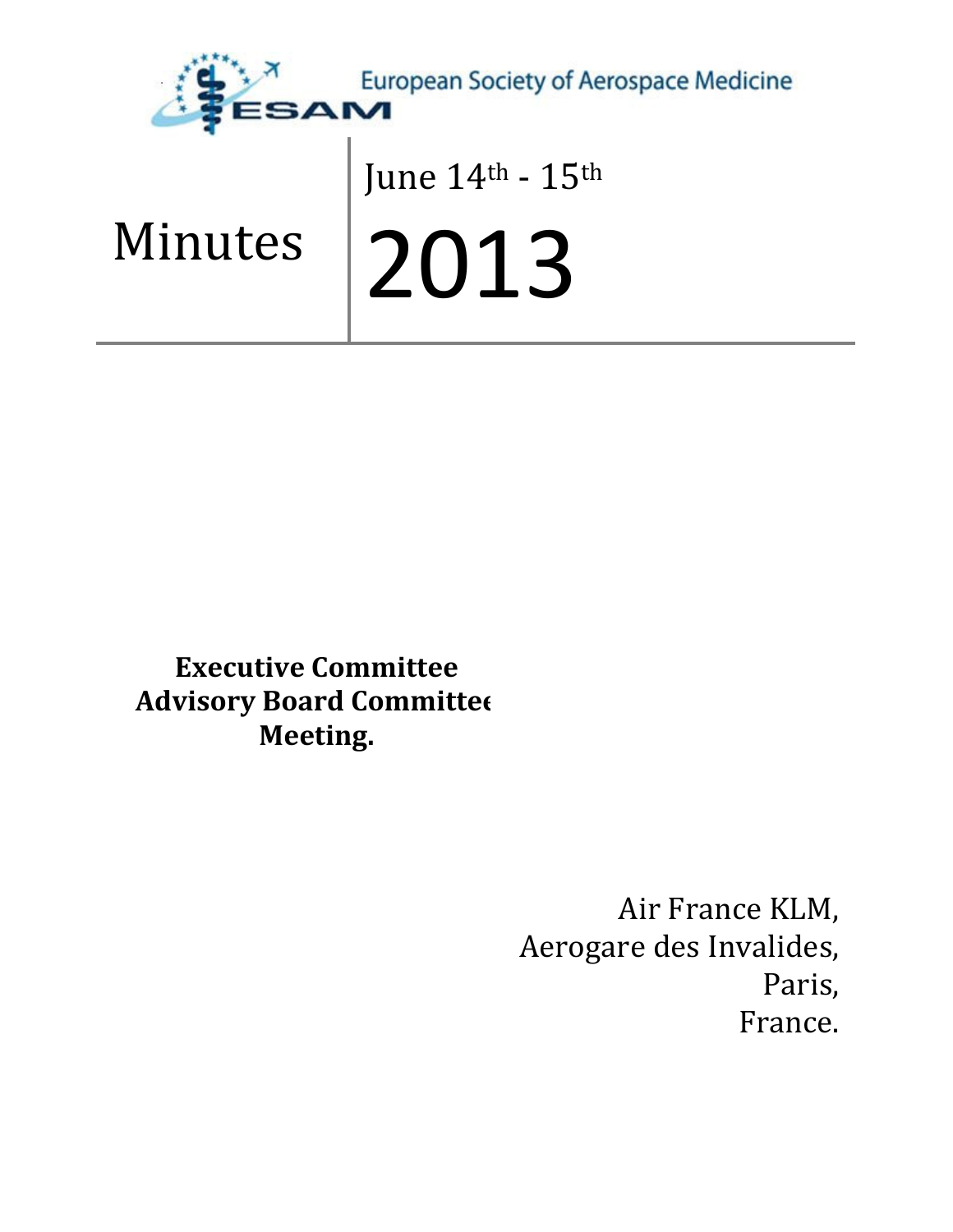European Society of Aerospace Medicine

# Minutes

June 14th - 15th

2013

**Executive Committee**
**Advisory Board Committee**
**Meeting.**

Air France KLM,
Aerogare des Invalides,
Paris,
France.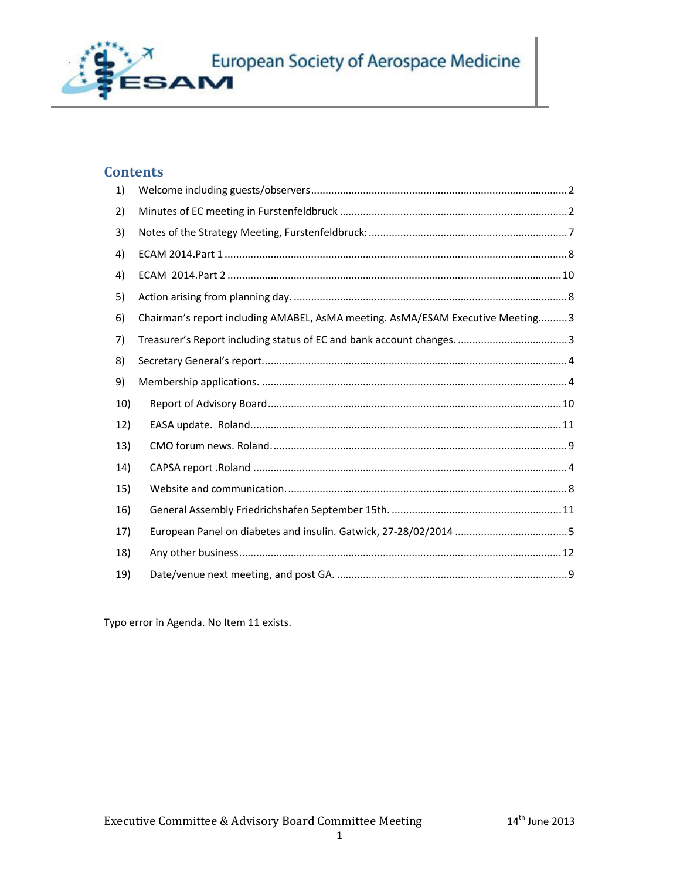# Contents

1) Welcome including guests/observers ........................................................................................ 2
2) Minutes of EC meeting in Furstenfeldbruck .............................................................................. 2
3) Notes of the Strategy Meeting, Furstenfeldbruck: .................................................................... 7
4) ECAM 2014.Part 1 ...................................................................................................................... 8
4) ECAM 2014.Part 2 .................................................................................................................... 10
5) Action arising from planning day. .............................................................................................. 8
6) Chairman's report including AMABEL, AsMA meeting. AsMA/ESAM Executive Meeting.......... 3
7) Treasurer's Report including status of EC and bank account changes. ...................................... 3
8) Secretary General's report......................................................................................................... 4
9) Membership applications. ......................................................................................................... 4
10) Report of Advisory Board ..................................................................................................... 10
12) EASA update. Roland............................................................................................................ 11
13) CMO forum news. Roland....................................................................................................... 9
14) CAPSA report .Roland ............................................................................................................. 4
15) Website and communication. .................................................................................................. 8
16) General Assembly Friedrichshafen September 15th. ........................................................... 11
17) European Panel on diabetes and insulin. Gatwick, 27-28/02/2014 ........................................ 5
18) Any other business................................................................................................................. 12
19) Date/venue next meeting, and post GA. ................................................................................. 9

Typo error in Agenda. No Item 11 exists.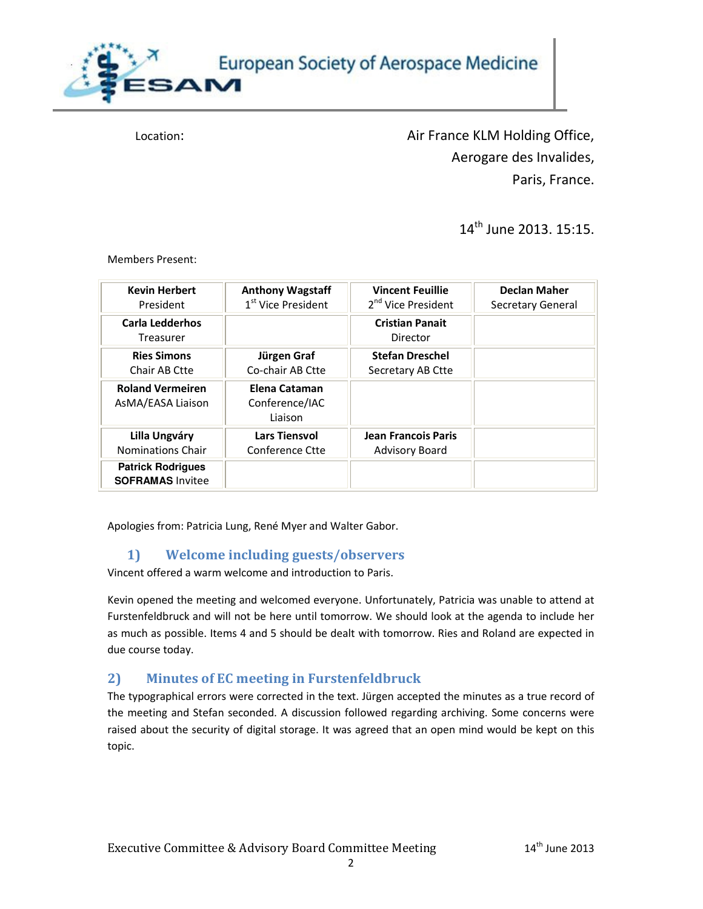Location: Air France KLM Holding Office, Aerogare des Invalides, Paris, France.

14th June 2013. 15:15.

Members Present:

| **Kevin Herbert** President | **Anthony Wagstaff** 1st Vice President | **Vincent Feuillie** 2nd Vice President | **Declan Maher** Secretary General |
|---|---|---|---|
| **Carla Ledderhos** Treasurer | | **Cristian Panait** Director | |
| **Ries Simons** Chair AB Ctte | **Jürgen Graf** Co-chair AB Ctte | **Stefan Dreschel** Secretary AB Ctte | |
| **Roland Vermeiren** AsMA/EASA Liaison | **Elena Cataman** Conference/IAC Liaison | | |
| **Lilla Ungváry** Nominations Chair | **Lars Tiensvol** Conference Ctte | **Jean Francois Paris** Advisory Board | |
| **Patrick Rodrigues** **SOFRAMAS** Invitee | | | |

Apologies from: Patricia Lung, René Myer and Walter Gabor.

## 1) Welcome including guests/observers

Vincent offered a warm welcome and introduction to Paris.

Kevin opened the meeting and welcomed everyone. Unfortunately, Patricia was unable to attend at Furstenfeldbruck and will not be here until tomorrow. We should look at the agenda to include her as much as possible. Items 4 and 5 should be dealt with tomorrow. Ries and Roland are expected in due course today.

## 2) Minutes of EC meeting in Furstenfeldbruck

The typographical errors were corrected in the text. Jürgen accepted the minutes as a true record of the meeting and Stefan seconded. A discussion followed regarding archiving. Some concerns were raised about the security of digital storage. It was agreed that an open mind would be kept on this topic.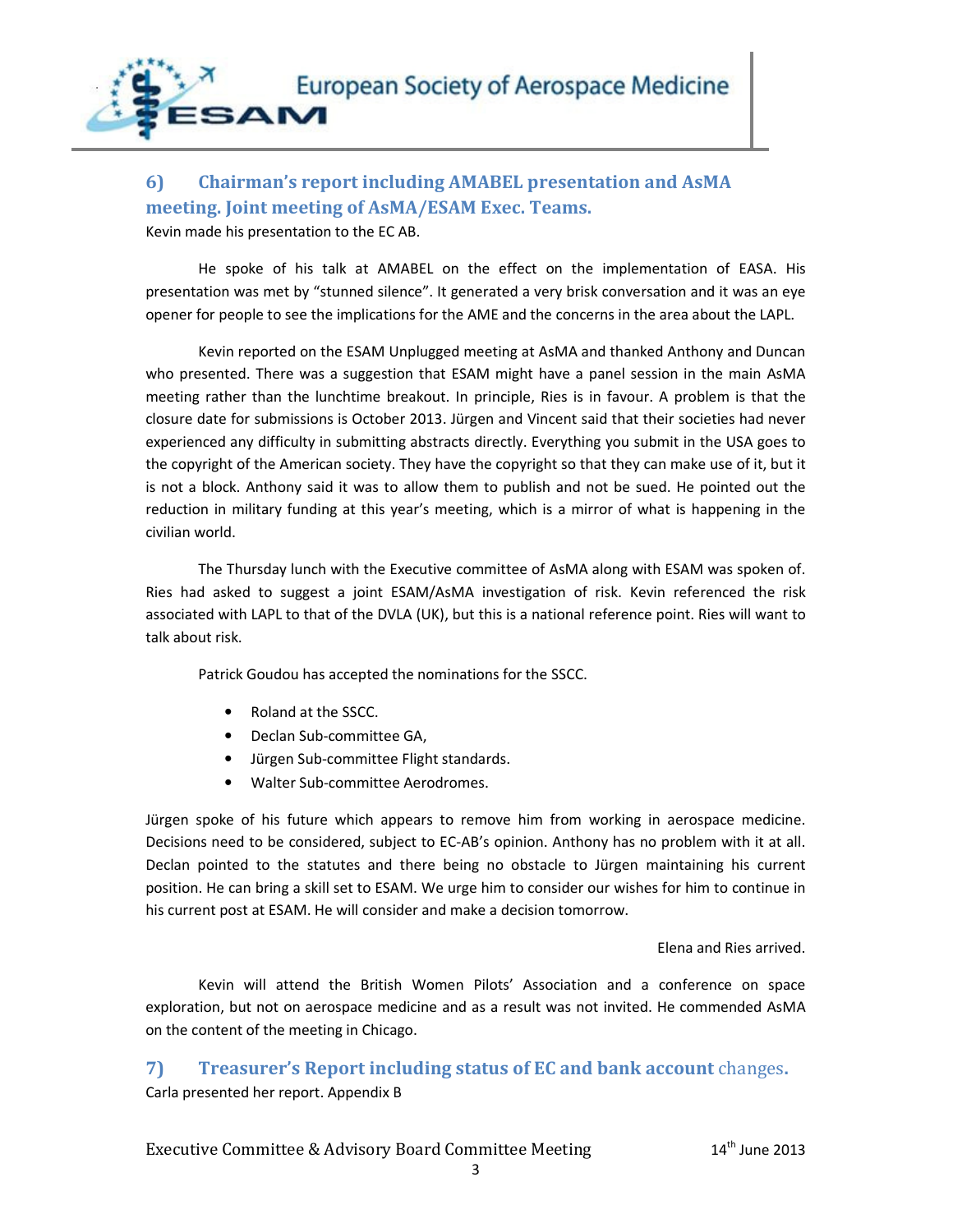## 6) Chairman's report including AMABEL presentation and AsMA meeting. Joint meeting of AsMA/ESAM Exec. Teams.

Kevin made his presentation to the EC AB.

He spoke of his talk at AMABEL on the effect on the implementation of EASA. His presentation was met by "stunned silence". It generated a very brisk conversation and it was an eye opener for people to see the implications for the AME and the concerns in the area about the LAPL.

Kevin reported on the ESAM Unplugged meeting at AsMA and thanked Anthony and Duncan who presented. There was a suggestion that ESAM might have a panel session in the main AsMA meeting rather than the lunchtime breakout. In principle, Ries is in favour. A problem is that the closure date for submissions is October 2013. Jürgen and Vincent said that their societies had never experienced any difficulty in submitting abstracts directly. Everything you submit in the USA goes to the copyright of the American society. They have the copyright so that they can make use of it, but it is not a block. Anthony said it was to allow them to publish and not be sued. He pointed out the reduction in military funding at this year's meeting, which is a mirror of what is happening in the civilian world.

The Thursday lunch with the Executive committee of AsMA along with ESAM was spoken of. Ries had asked to suggest a joint ESAM/AsMA investigation of risk. Kevin referenced the risk associated with LAPL to that of the DVLA (UK), but this is a national reference point. Ries will want to talk about risk.

Patrick Goudou has accepted the nominations for the SSCC.

- Roland at the SSCC.
- Declan Sub-committee GA,
- Jürgen Sub-committee Flight standards.
- Walter Sub-committee Aerodromes.

Jürgen spoke of his future which appears to remove him from working in aerospace medicine. Decisions need to be considered, subject to EC-AB's opinion. Anthony has no problem with it at all. Declan pointed to the statutes and there being no obstacle to Jürgen maintaining his current position. He can bring a skill set to ESAM. We urge him to consider our wishes for him to continue in his current post at ESAM. He will consider and make a decision tomorrow.

Elena and Ries arrived.

Kevin will attend the British Women Pilots' Association and a conference on space exploration, but not on aerospace medicine and as a result was not invited. He commended AsMA on the content of the meeting in Chicago.

## 7) Treasurer's Report including status of EC and bank account changes.

Carla presented her report. Appendix B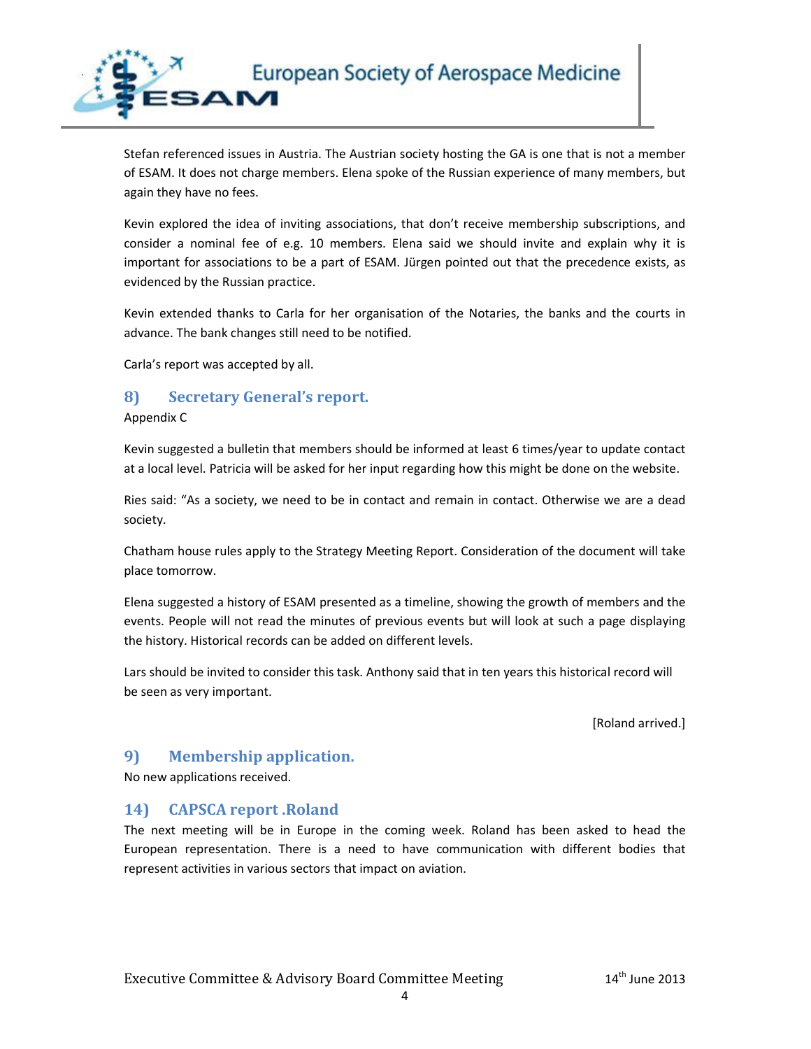Stefan referenced issues in Austria. The Austrian society hosting the GA is one that is not a member of ESAM. It does not charge members. Elena spoke of the Russian experience of many members, but again they have no fees.

Kevin explored the idea of inviting associations, that don't receive membership subscriptions, and consider a nominal fee of e.g. 10 members. Elena said we should invite and explain why it is important for associations to be a part of ESAM. Jürgen pointed out that the precedence exists, as evidenced by the Russian practice.

Kevin extended thanks to Carla for her organisation of the Notaries, the banks and the courts in advance. The bank changes still need to be notified.

Carla's report was accepted by all.

## 8) Secretary General's report.

Appendix C

Kevin suggested a bulletin that members should be informed at least 6 times/year to update contact at a local level. Patricia will be asked for her input regarding how this might be done on the website.

Ries said: "As a society, we need to be in contact and remain in contact. Otherwise we are a dead society.

Chatham house rules apply to the Strategy Meeting Report. Consideration of the document will take place tomorrow.

Elena suggested a history of ESAM presented as a timeline, showing the growth of members and the events. People will not read the minutes of previous events but will look at such a page displaying the history. Historical records can be added on different levels.

Lars should be invited to consider this task. Anthony said that in ten years this historical record will be seen as very important.

[Roland arrived.]

## 9) Membership application.

No new applications received.

## 14) CAPSCA report .Roland

The next meeting will be in Europe in the coming week. Roland has been asked to head the European representation. There is a need to have communication with different bodies that represent activities in various sectors that impact on aviation.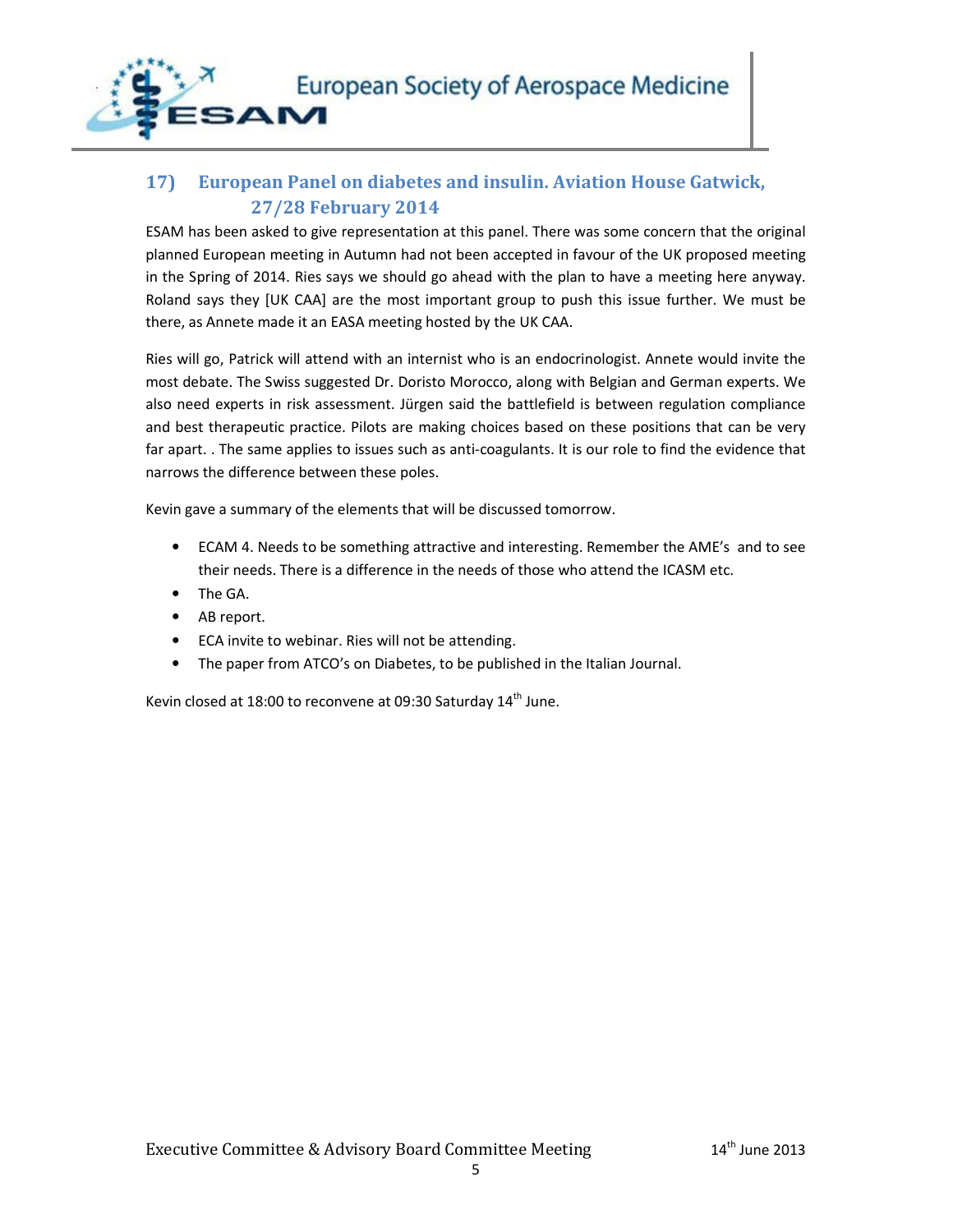## 17) European Panel on diabetes and insulin. Aviation House Gatwick, 27/28 February 2014

ESAM has been asked to give representation at this panel. There was some concern that the original planned European meeting in Autumn had not been accepted in favour of the UK proposed meeting in the Spring of 2014. Ries says we should go ahead with the plan to have a meeting here anyway. Roland says they [UK CAA] are the most important group to push this issue further. We must be there, as Annete made it an EASA meeting hosted by the UK CAA.

Ries will go, Patrick will attend with an internist who is an endocrinologist. Annete would invite the most debate. The Swiss suggested Dr. Doristo Morocco, along with Belgian and German experts. We also need experts in risk assessment. Jürgen said the battlefield is between regulation compliance and best therapeutic practice. Pilots are making choices based on these positions that can be very far apart. . The same applies to issues such as anti-coagulants. It is our role to find the evidence that narrows the difference between these poles.

Kevin gave a summary of the elements that will be discussed tomorrow.

- ECAM 4. Needs to be something attractive and interesting. Remember the AME's and to see their needs. There is a difference in the needs of those who attend the ICASM etc.
- The GA.
- AB report.
- ECA invite to webinar. Ries will not be attending.
- The paper from ATCO's on Diabetes, to be published in the Italian Journal.

Kevin closed at 18:00 to reconvene at 09:30 Saturday 14th June.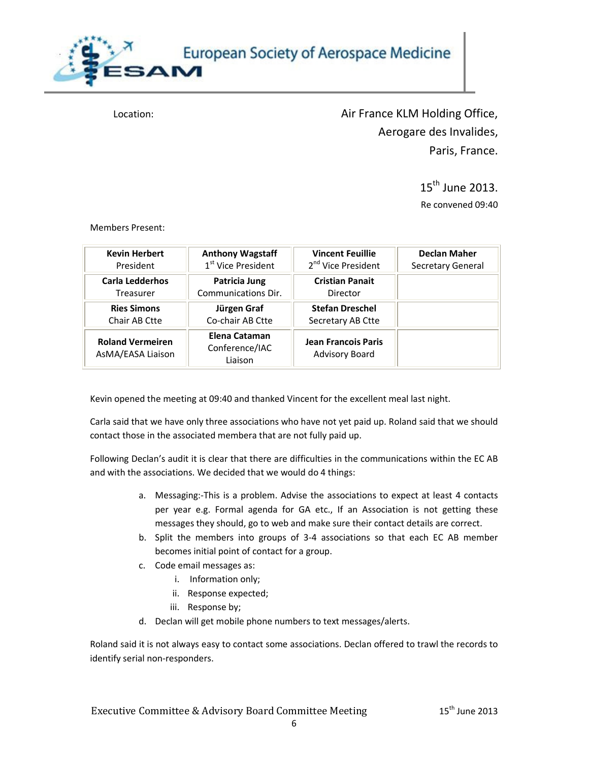Location: Air France KLM Holding Office, Aerogare des Invalides, Paris, France.

15th June 2013.

Re convened 09:40

Members Present:

| | | | |
|---|---|---|---|
| **Kevin Herbert** President | **Anthony Wagstaff** 1st Vice President | **Vincent Feuillie** 2nd Vice President | **Declan Maher** Secretary General |
| **Carla Ledderhos** Treasurer | **Patricia Jung** Communications Dir. | **Cristian Panait** Director | |
| **Ries Simons** Chair AB Ctte | **Jürgen Graf** Co-chair AB Ctte | **Stefan Dreschel** Secretary AB Ctte | |
| **Roland Vermeiren** AsMA/EASA Liaison | **Elena Cataman** Conference/IAC Liaison | **Jean Francois Paris** Advisory Board | |

Kevin opened the meeting at 09:40 and thanked Vincent for the excellent meal last night.

Carla said that we have only three associations who have not yet paid up. Roland said that we should contact those in the associated membera that are not fully paid up.

Following Declan's audit it is clear that there are difficulties in the communications within the EC AB and with the associations. We decided that we would do 4 things:

a. Messaging:-This is a problem. Advise the associations to expect at least 4 contacts per year e.g. Formal agenda for GA etc., If an Association is not getting these messages they should, go to web and make sure their contact details are correct.
b. Split the members into groups of 3-4 associations so that each EC AB member becomes initial point of contact for a group.
c. Code email messages as:
    i. Information only;
    ii. Response expected;
    iii. Response by;
d. Declan will get mobile phone numbers to text messages/alerts.

Roland said it is not always easy to contact some associations. Declan offered to trawl the records to identify serial non-responders.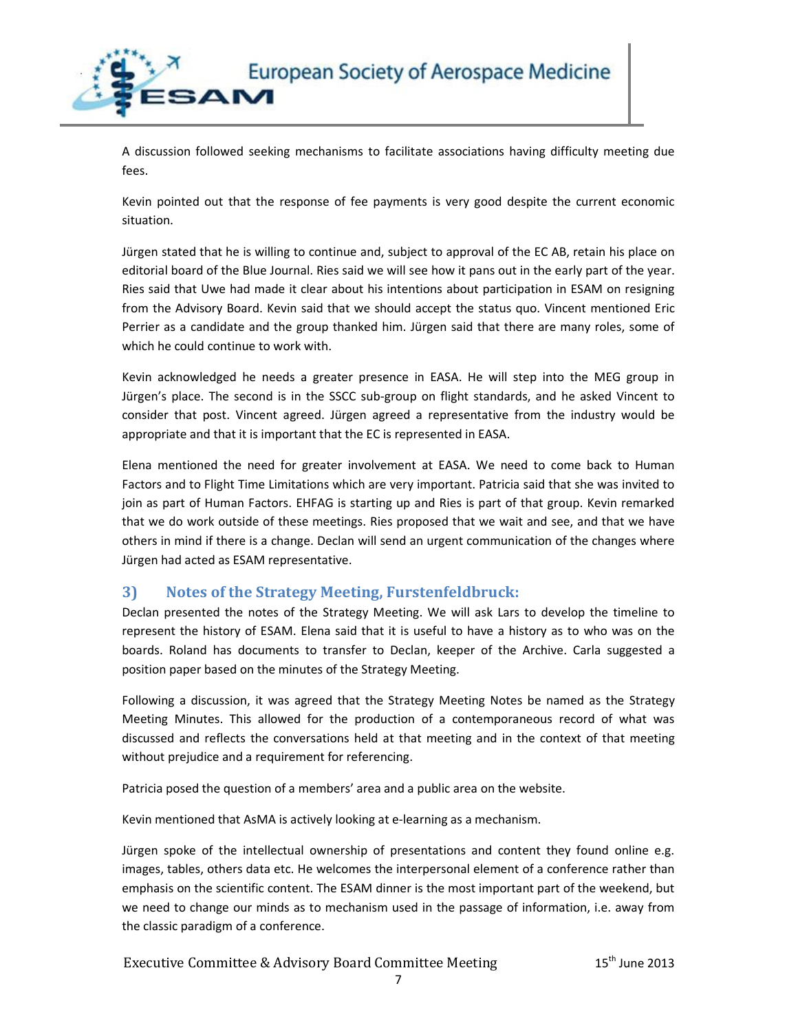A discussion followed seeking mechanisms to facilitate associations having difficulty meeting due fees.

Kevin pointed out that the response of fee payments is very good despite the current economic situation.

Jürgen stated that he is willing to continue and, subject to approval of the EC AB, retain his place on editorial board of the Blue Journal. Ries said we will see how it pans out in the early part of the year. Ries said that Uwe had made it clear about his intentions about participation in ESAM on resigning from the Advisory Board. Kevin said that we should accept the status quo. Vincent mentioned Eric Perrier as a candidate and the group thanked him. Jürgen said that there are many roles, some of which he could continue to work with.

Kevin acknowledged he needs a greater presence in EASA. He will step into the MEG group in Jürgen's place. The second is in the SSCC sub-group on flight standards, and he asked Vincent to consider that post. Vincent agreed. Jürgen agreed a representative from the industry would be appropriate and that it is important that the EC is represented in EASA.

Elena mentioned the need for greater involvement at EASA. We need to come back to Human Factors and to Flight Time Limitations which are very important. Patricia said that she was invited to join as part of Human Factors. EHFAG is starting up and Ries is part of that group. Kevin remarked that we do work outside of these meetings. Ries proposed that we wait and see, and that we have others in mind if there is a change. Declan will send an urgent communication of the changes where Jürgen had acted as ESAM representative.

## 3) Notes of the Strategy Meeting, Furstenfeldbruck:

Declan presented the notes of the Strategy Meeting. We will ask Lars to develop the timeline to represent the history of ESAM. Elena said that it is useful to have a history as to who was on the boards. Roland has documents to transfer to Declan, keeper of the Archive. Carla suggested a position paper based on the minutes of the Strategy Meeting.

Following a discussion, it was agreed that the Strategy Meeting Notes be named as the Strategy Meeting Minutes. This allowed for the production of a contemporaneous record of what was discussed and reflects the conversations held at that meeting and in the context of that meeting without prejudice and a requirement for referencing.

Patricia posed the question of a members' area and a public area on the website.

Kevin mentioned that AsMA is actively looking at e-learning as a mechanism.

Jürgen spoke of the intellectual ownership of presentations and content they found online e.g. images, tables, others data etc. He welcomes the interpersonal element of a conference rather than emphasis on the scientific content. The ESAM dinner is the most important part of the weekend, but we need to change our minds as to mechanism used in the passage of information, i.e. away from the classic paradigm of a conference.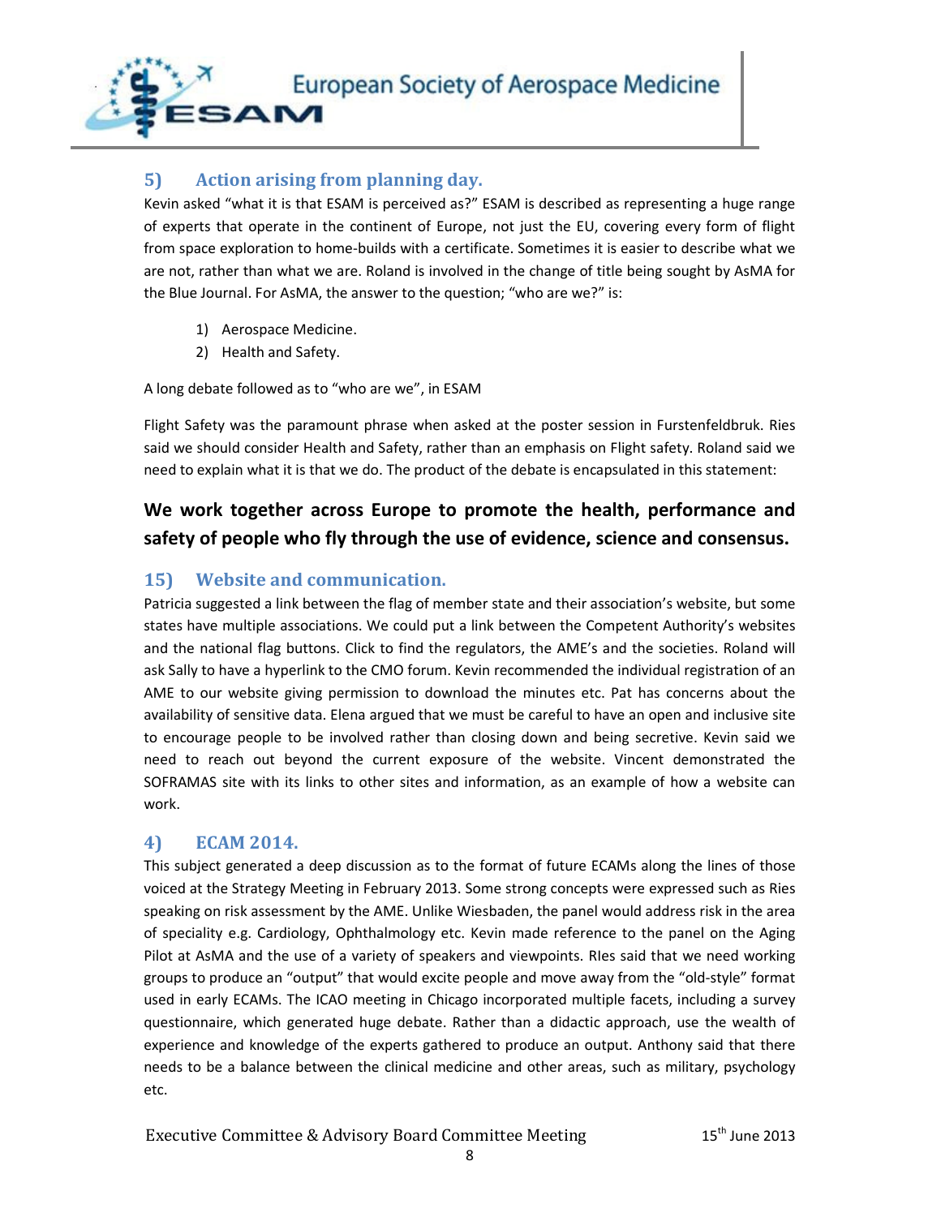## 5) Action arising from planning day.

Kevin asked "what it is that ESAM is perceived as?" ESAM is described as representing a huge range of experts that operate in the continent of Europe, not just the EU, covering every form of flight from space exploration to home-builds with a certificate. Sometimes it is easier to describe what we are not, rather than what we are. Roland is involved in the change of title being sought by AsMA for the Blue Journal. For AsMA, the answer to the question; "who are we?" is:

1) Aerospace Medicine.
2) Health and Safety.

A long debate followed as to "who are we", in ESAM

Flight Safety was the paramount phrase when asked at the poster session in Furstenfeldbruk. Ries said we should consider Health and Safety, rather than an emphasis on Flight safety. Roland said we need to explain what it is that we do. The product of the debate is encapsulated in this statement:

**We work together across Europe to promote the health, performance and safety of people who fly through the use of evidence, science and consensus.**

## 15) Website and communication.

Patricia suggested a link between the flag of member state and their association's website, but some states have multiple associations. We could put a link between the Competent Authority's websites and the national flag buttons. Click to find the regulators, the AME's and the societies. Roland will ask Sally to have a hyperlink to the CMO forum. Kevin recommended the individual registration of an AME to our website giving permission to download the minutes etc. Pat has concerns about the availability of sensitive data. Elena argued that we must be careful to have an open and inclusive site to encourage people to be involved rather than closing down and being secretive. Kevin said we need to reach out beyond the current exposure of the website. Vincent demonstrated the SOFRAMAS site with its links to other sites and information, as an example of how a website can work.

## 4) ECAM 2014.

This subject generated a deep discussion as to the format of future ECAMs along the lines of those voiced at the Strategy Meeting in February 2013. Some strong concepts were expressed such as Ries speaking on risk assessment by the AME. Unlike Wiesbaden, the panel would address risk in the area of speciality e.g. Cardiology, Ophthalmology etc. Kevin made reference to the panel on the Aging Pilot at AsMA and the use of a variety of speakers and viewpoints. RIes said that we need working groups to produce an "output" that would excite people and move away from the "old-style" format used in early ECAMs. The ICAO meeting in Chicago incorporated multiple facets, including a survey questionnaire, which generated huge debate. Rather than a didactic approach, use the wealth of experience and knowledge of the experts gathered to produce an output. Anthony said that there needs to be a balance between the clinical medicine and other areas, such as military, psychology etc.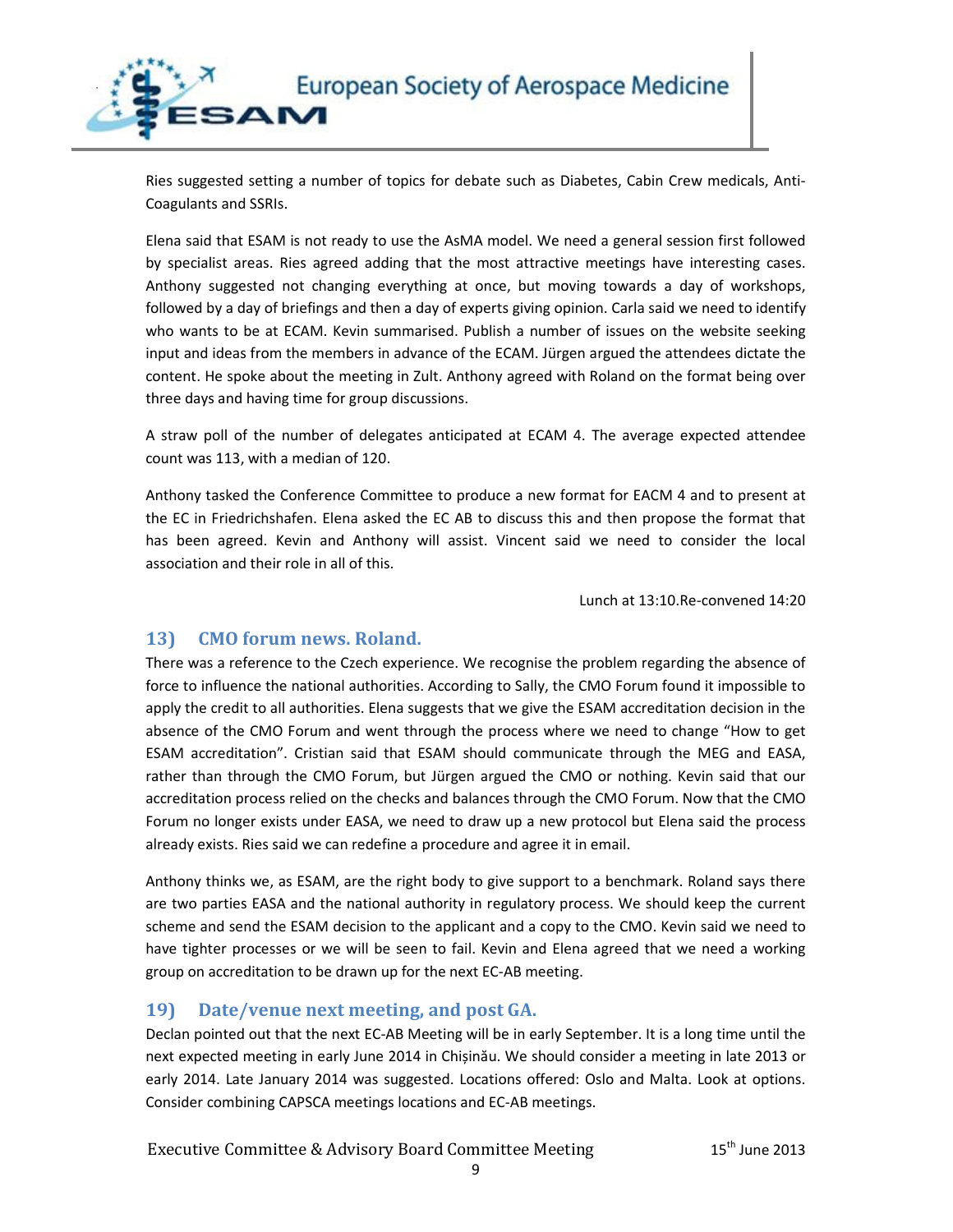Ries suggested setting a number of topics for debate such as Diabetes, Cabin Crew medicals, Anti-Coagulants and SSRIs.

Elena said that ESAM is not ready to use the AsMA model. We need a general session first followed by specialist areas. Ries agreed adding that the most attractive meetings have interesting cases. Anthony suggested not changing everything at once, but moving towards a day of workshops, followed by a day of briefings and then a day of experts giving opinion. Carla said we need to identify who wants to be at ECAM. Kevin summarised. Publish a number of issues on the website seeking input and ideas from the members in advance of the ECAM. Jürgen argued the attendees dictate the content. He spoke about the meeting in Zult. Anthony agreed with Roland on the format being over three days and having time for group discussions.

A straw poll of the number of delegates anticipated at ECAM 4. The average expected attendee count was 113, with a median of 120.

Anthony tasked the Conference Committee to produce a new format for EACM 4 and to present at the EC in Friedrichshafen. Elena asked the EC AB to discuss this and then propose the format that has been agreed. Kevin and Anthony will assist. Vincent said we need to consider the local association and their role in all of this.

Lunch at 13:10.Re-convened 14:20

## 13) CMO forum news. Roland.

There was a reference to the Czech experience. We recognise the problem regarding the absence of force to influence the national authorities. According to Sally, the CMO Forum found it impossible to apply the credit to all authorities. Elena suggests that we give the ESAM accreditation decision in the absence of the CMO Forum and went through the process where we need to change "How to get ESAM accreditation". Cristian said that ESAM should communicate through the MEG and EASA, rather than through the CMO Forum, but Jürgen argued the CMO or nothing. Kevin said that our accreditation process relied on the checks and balances through the CMO Forum. Now that the CMO Forum no longer exists under EASA, we need to draw up a new protocol but Elena said the process already exists. Ries said we can redefine a procedure and agree it in email.

Anthony thinks we, as ESAM, are the right body to give support to a benchmark. Roland says there are two parties EASA and the national authority in regulatory process. We should keep the current scheme and send the ESAM decision to the applicant and a copy to the CMO. Kevin said we need to have tighter processes or we will be seen to fail. Kevin and Elena agreed that we need a working group on accreditation to be drawn up for the next EC-AB meeting.

## 19) Date/venue next meeting, and post GA.

Declan pointed out that the next EC-AB Meeting will be in early September. It is a long time until the next expected meeting in early June 2014 in Chișinău. We should consider a meeting in late 2013 or early 2014. Late January 2014 was suggested. Locations offered: Oslo and Malta. Look at options. Consider combining CAPSCA meetings locations and EC-AB meetings.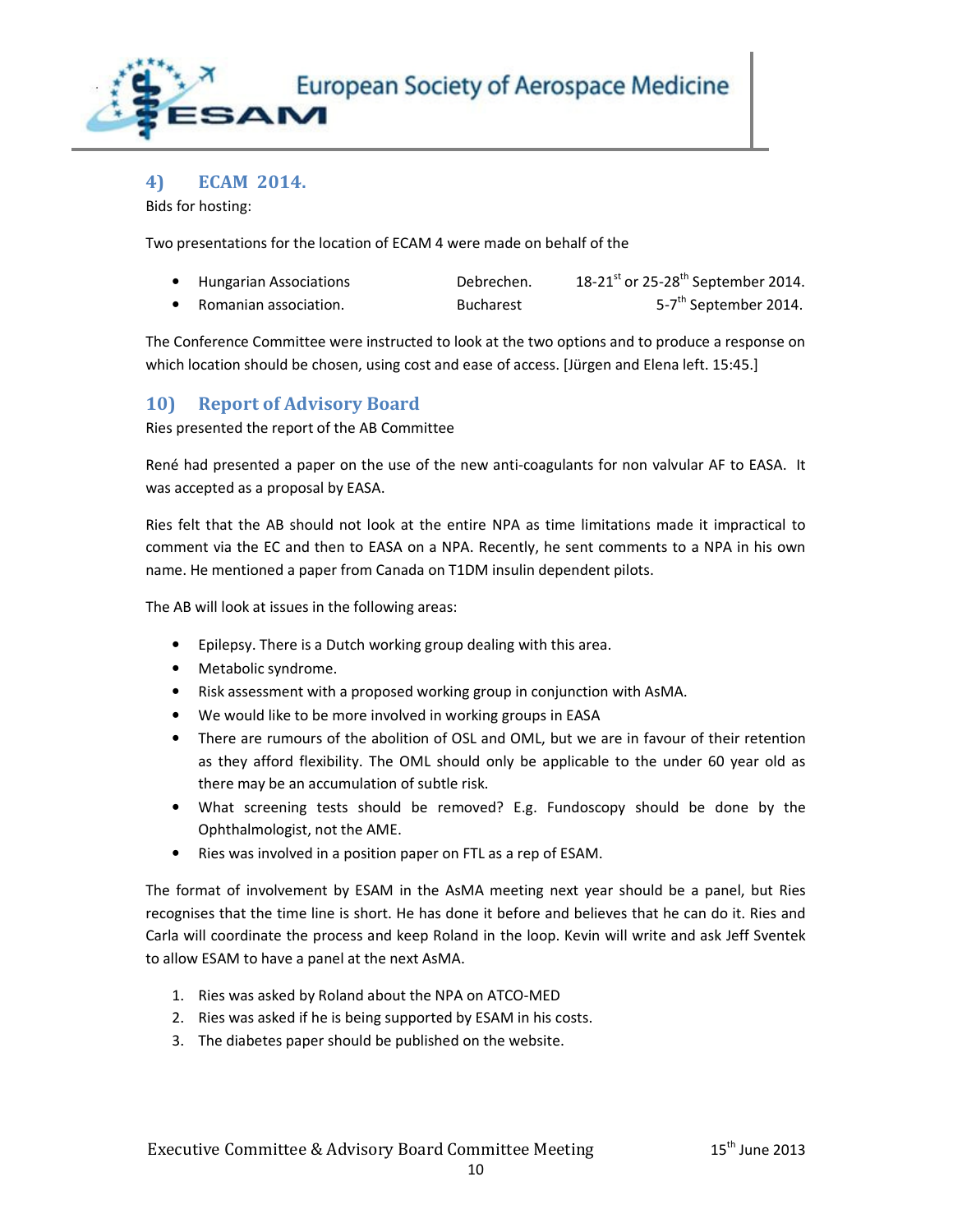## 4) ECAM 2014.

Bids for hosting:

Two presentations for the location of ECAM 4 were made on behalf of the

- Hungarian Associations Debrechen. 18-21st or 25-28th September 2014.
- Romanian association. Bucharest 5-7th September 2014.

The Conference Committee were instructed to look at the two options and to produce a response on which location should be chosen, using cost and ease of access. [Jürgen and Elena left. 15:45.]

## 10) Report of Advisory Board

Ries presented the report of the AB Committee

René had presented a paper on the use of the new anti-coagulants for non valvular AF to EASA. It was accepted as a proposal by EASA.

Ries felt that the AB should not look at the entire NPA as time limitations made it impractical to comment via the EC and then to EASA on a NPA. Recently, he sent comments to a NPA in his own name. He mentioned a paper from Canada on T1DM insulin dependent pilots.

The AB will look at issues in the following areas:

- Epilepsy. There is a Dutch working group dealing with this area.
- Metabolic syndrome.
- Risk assessment with a proposed working group in conjunction with AsMA.
- We would like to be more involved in working groups in EASA
- There are rumours of the abolition of OSL and OML, but we are in favour of their retention as they afford flexibility. The OML should only be applicable to the under 60 year old as there may be an accumulation of subtle risk.
- What screening tests should be removed? E.g. Fundoscopy should be done by the Ophthalmologist, not the AME.
- Ries was involved in a position paper on FTL as a rep of ESAM.

The format of involvement by ESAM in the AsMA meeting next year should be a panel, but Ries recognises that the time line is short. He has done it before and believes that he can do it. Ries and Carla will coordinate the process and keep Roland in the loop. Kevin will write and ask Jeff Sventek to allow ESAM to have a panel at the next AsMA.

1. Ries was asked by Roland about the NPA on ATCO-MED
2. Ries was asked if he is being supported by ESAM in his costs.
3. The diabetes paper should be published on the website.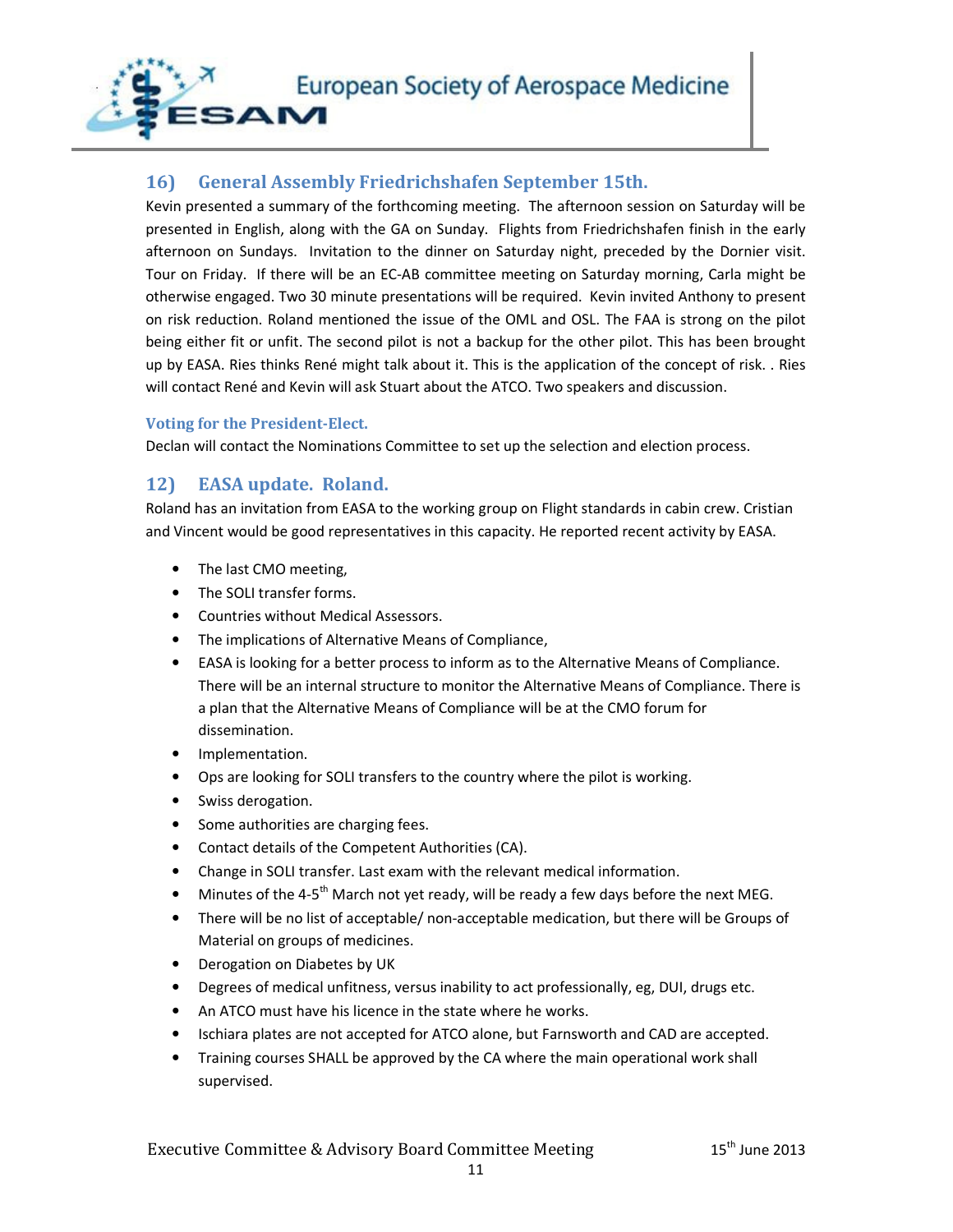## 16) General Assembly Friedrichshafen September 15th.

Kevin presented a summary of the forthcoming meeting. The afternoon session on Saturday will be presented in English, along with the GA on Sunday. Flights from Friedrichshafen finish in the early afternoon on Sundays. Invitation to the dinner on Saturday night, preceded by the Dornier visit. Tour on Friday. If there will be an EC-AB committee meeting on Saturday morning, Carla might be otherwise engaged. Two 30 minute presentations will be required. Kevin invited Anthony to present on risk reduction. Roland mentioned the issue of the OML and OSL. The FAA is strong on the pilot being either fit or unfit. The second pilot is not a backup for the other pilot. This has been brought up by EASA. Ries thinks René might talk about it. This is the application of the concept of risk. . Ries will contact René and Kevin will ask Stuart about the ATCO. Two speakers and discussion.

### Voting for the President-Elect.

Declan will contact the Nominations Committee to set up the selection and election process.

## 12) EASA update. Roland.

Roland has an invitation from EASA to the working group on Flight standards in cabin crew. Cristian and Vincent would be good representatives in this capacity. He reported recent activity by EASA.

- The last CMO meeting,
- The SOLI transfer forms.
- Countries without Medical Assessors.
- The implications of Alternative Means of Compliance,
- EASA is looking for a better process to inform as to the Alternative Means of Compliance. There will be an internal structure to monitor the Alternative Means of Compliance. There is a plan that the Alternative Means of Compliance will be at the CMO forum for dissemination.
- Implementation.
- Ops are looking for SOLI transfers to the country where the pilot is working.
- Swiss derogation.
- Some authorities are charging fees.
- Contact details of the Competent Authorities (CA).
- Change in SOLI transfer. Last exam with the relevant medical information.
- Minutes of the 4-5th March not yet ready, will be ready a few days before the next MEG.
- There will be no list of acceptable/ non-acceptable medication, but there will be Groups of Material on groups of medicines.
- Derogation on Diabetes by UK
- Degrees of medical unfitness, versus inability to act professionally, eg, DUI, drugs etc.
- An ATCO must have his licence in the state where he works.
- Ischiara plates are not accepted for ATCO alone, but Farnsworth and CAD are accepted.
- Training courses SHALL be approved by the CA where the main operational work shall supervised.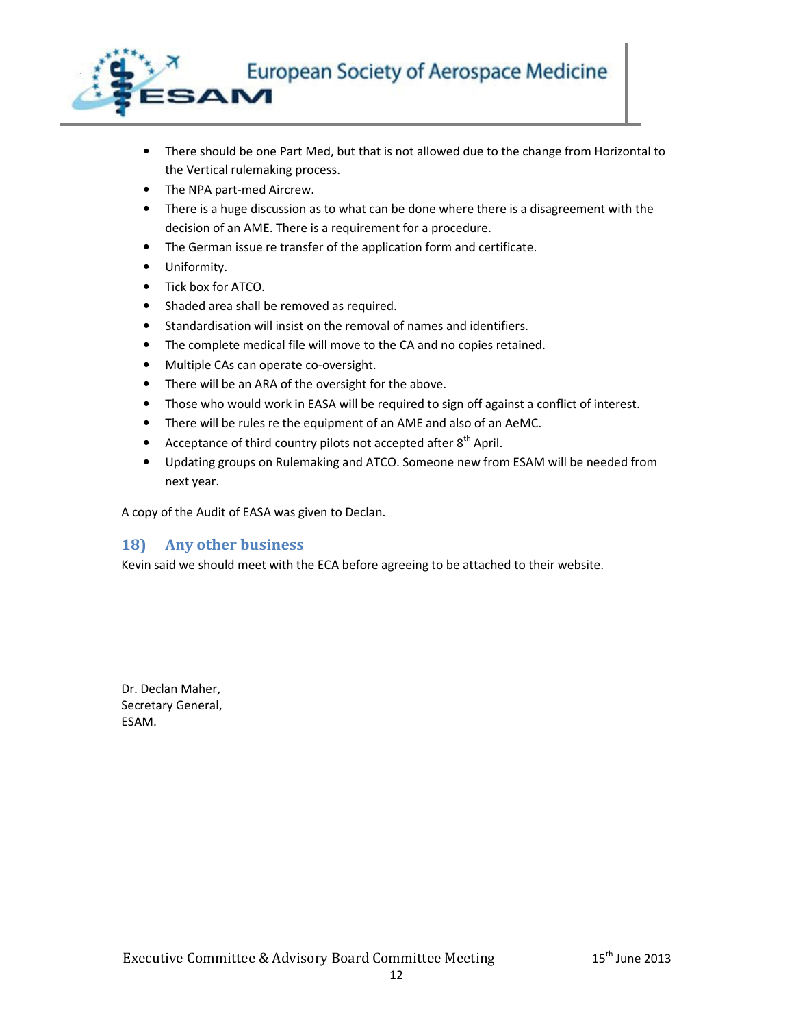- There should be one Part Med, but that is not allowed due to the change from Horizontal to the Vertical rulemaking process.
- The NPA part-med Aircrew.
- There is a huge discussion as to what can be done where there is a disagreement with the decision of an AME. There is a requirement for a procedure.
- The German issue re transfer of the application form and certificate.
- Uniformity.
- Tick box for ATCO.
- Shaded area shall be removed as required.
- Standardisation will insist on the removal of names and identifiers.
- The complete medical file will move to the CA and no copies retained.
- Multiple CAs can operate co-oversight.
- There will be an ARA of the oversight for the above.
- Those who would work in EASA will be required to sign off against a conflict of interest.
- There will be rules re the equipment of an AME and also of an AeMC.
- Acceptance of third country pilots not accepted after 8th April.
- Updating groups on Rulemaking and ATCO. Someone new from ESAM will be needed from next year.

A copy of the Audit of EASA was given to Declan.

## 18) Any other business

Kevin said we should meet with the ECA before agreeing to be attached to their website.

Dr. Declan Maher,
Secretary General,
ESAM.